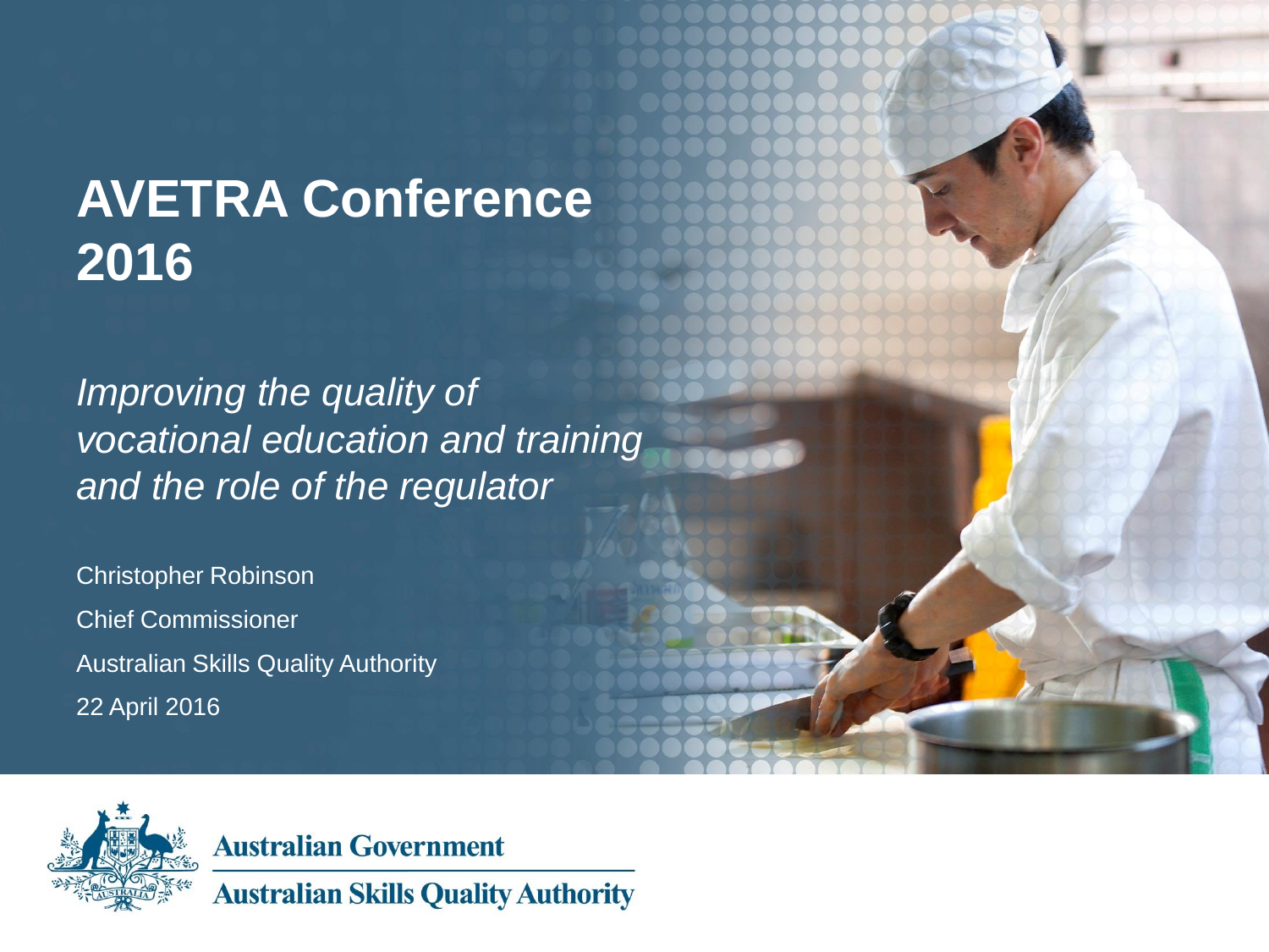# AVETRA Conference 2016

*Improving the quality of vocational education and training and the role of the regulator*

Christopher Robinson

Chief Commissioner

Australian Skills Quality Authority

22 April 2016

Australian Government

Australian Skills Quality Authority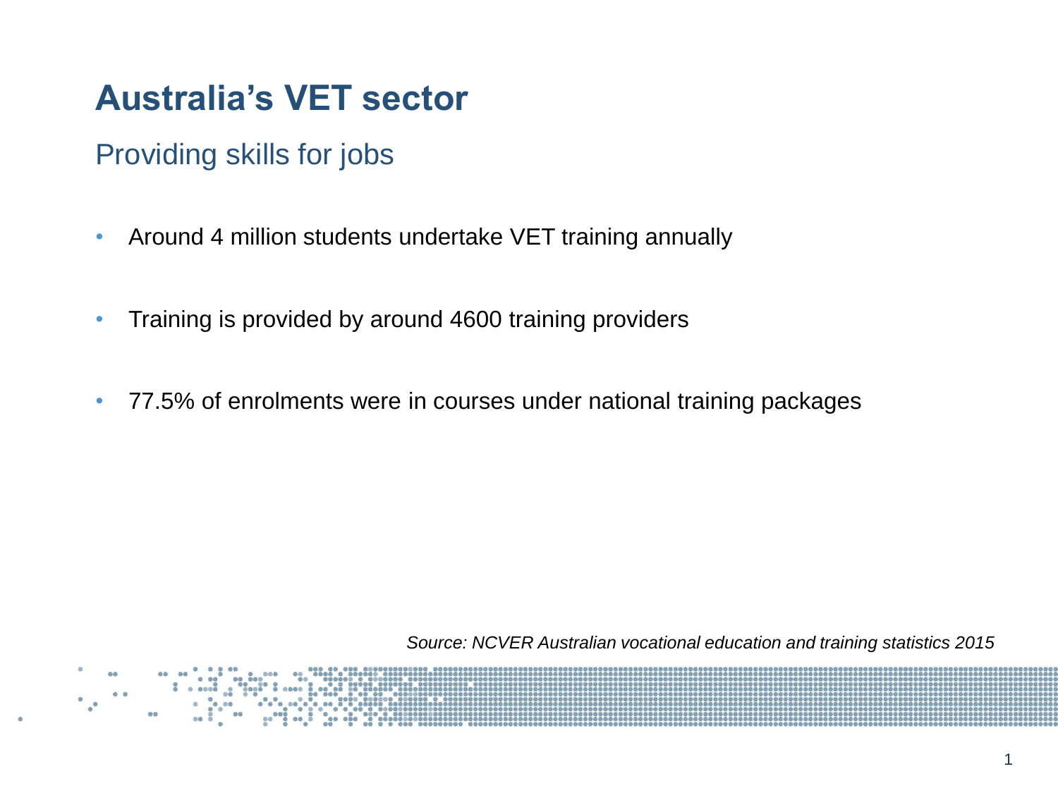# Australia's VET sector

## Providing skills for jobs

- Around 4 million students undertake VET training annually
- Training is provided by around 4600 training providers
- 77.5% of enrolments were in courses under national training packages

*Source: NCVER Australian vocational education and training statistics 2015*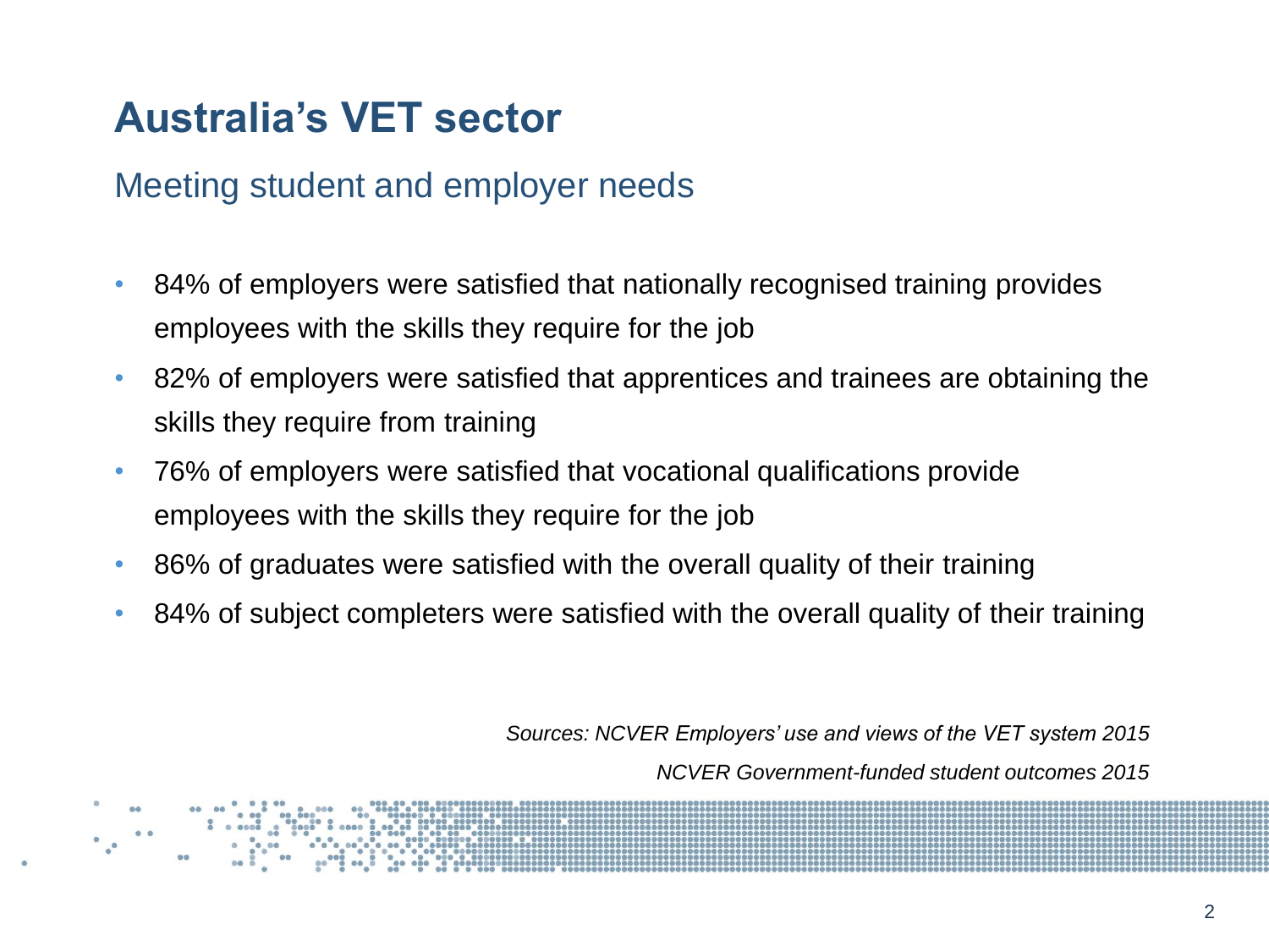# Australia's VET sector

## Meeting student and employer needs

- 84% of employers were satisfied that nationally recognised training provides employees with the skills they require for the job
- 82% of employers were satisfied that apprentices and trainees are obtaining the skills they require from training
- 76% of employers were satisfied that vocational qualifications provide employees with the skills they require for the job
- 86% of graduates were satisfied with the overall quality of their training
- 84% of subject completers were satisfied with the overall quality of their training

*Sources: NCVER Employers' use and views of the VET system 2015*

*NCVER Government-funded student outcomes 2015*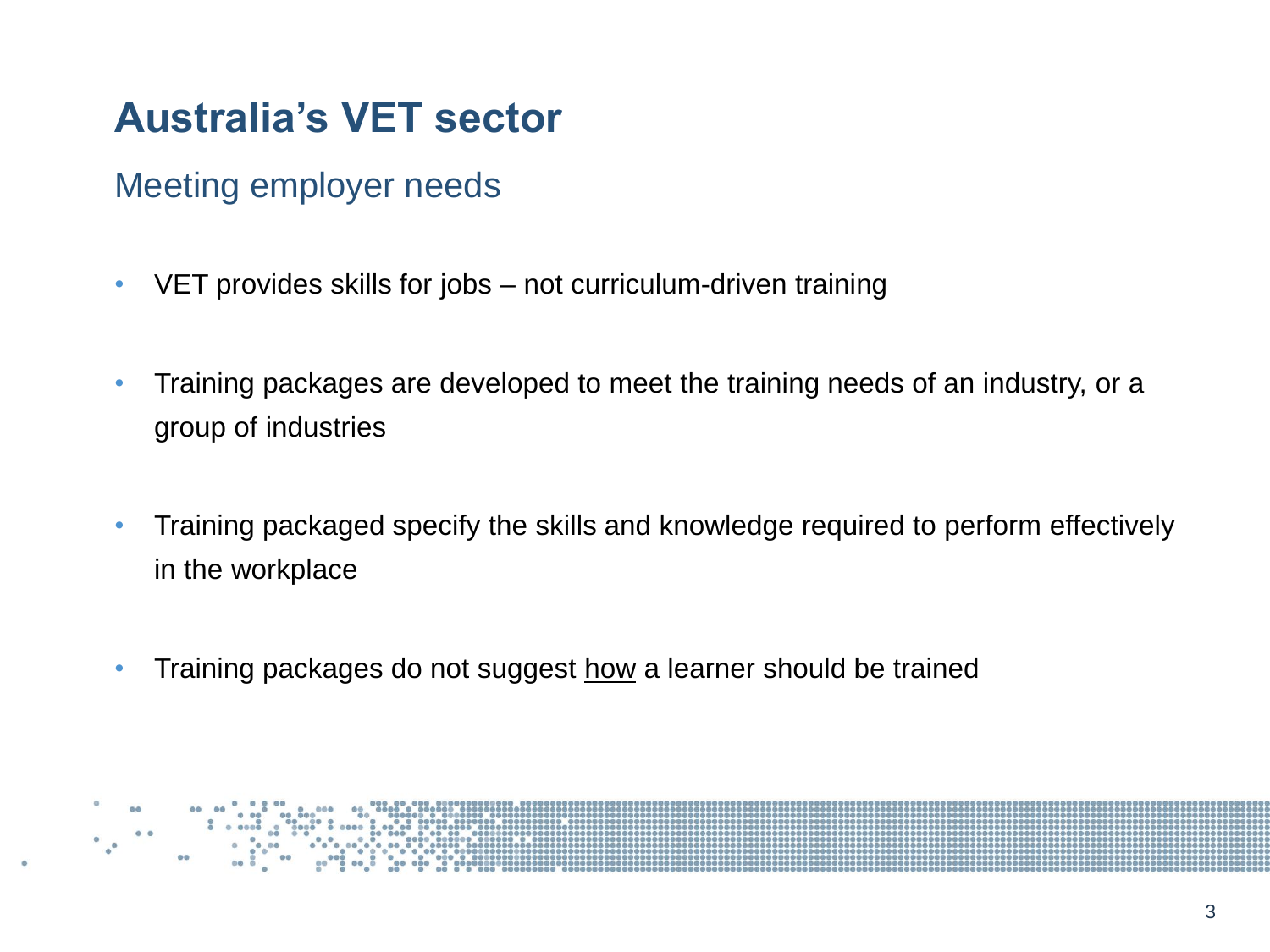# Australia's VET sector

## Meeting employer needs

- VET provides skills for jobs – not curriculum-driven training
- Training packages are developed to meet the training needs of an industry, or a group of industries
- Training packaged specify the skills and knowledge required to perform effectively in the workplace
- Training packages do not suggest how a learner should be trained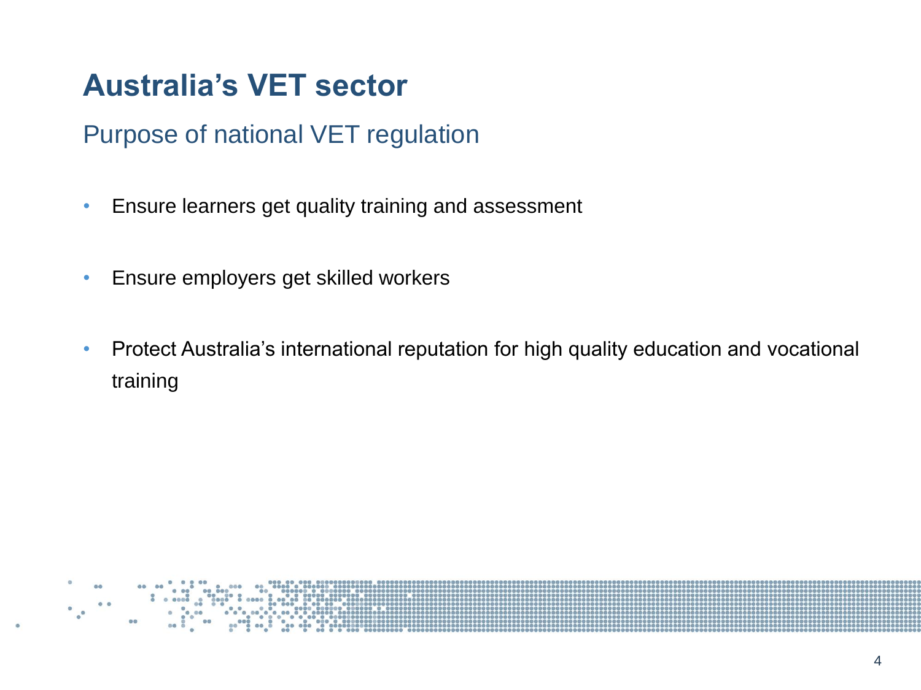# Australia's VET sector

## Purpose of national VET regulation

- Ensure learners get quality training and assessment
- Ensure employers get skilled workers
- Protect Australia's international reputation for high quality education and vocational training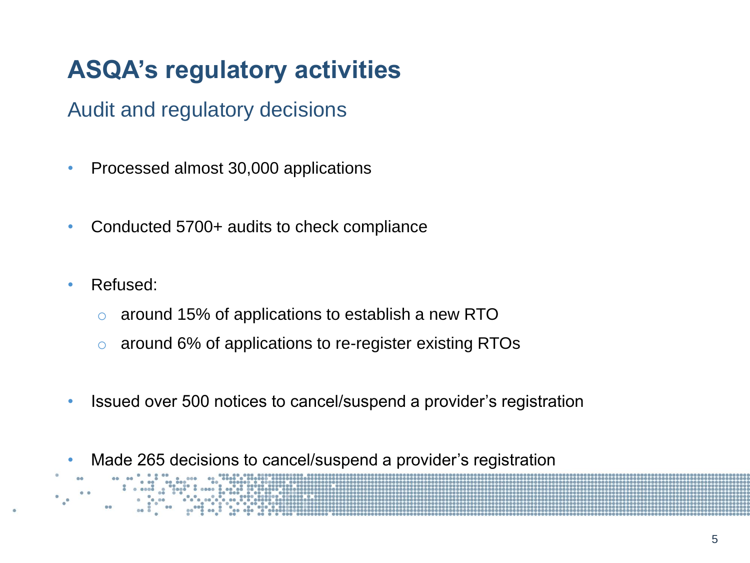# ASQA's regulatory activities

## Audit and regulatory decisions

- Processed almost 30,000 applications
- Conducted 5700+ audits to check compliance
- Refused:
    - around 15% of applications to establish a new RTO
    - around 6% of applications to re-register existing RTOs
- Issued over 500 notices to cancel/suspend a provider's registration
- Made 265 decisions to cancel/suspend a provider's registration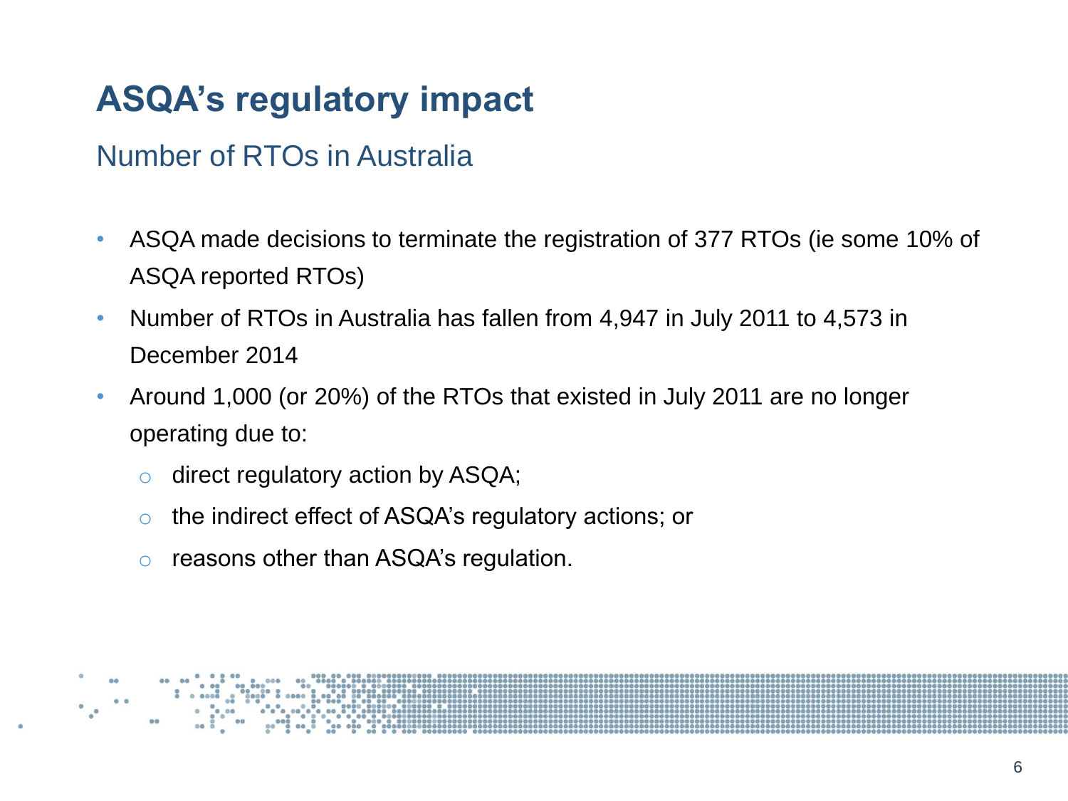# ASQA's regulatory impact

## Number of RTOs in Australia

- ASQA made decisions to terminate the registration of 377 RTOs (ie some 10% of ASQA reported RTOs)
- Number of RTOs in Australia has fallen from 4,947 in July 2011 to 4,573 in December 2014
- Around 1,000 (or 20%) of the RTOs that existed in July 2011 are no longer operating due to:
  - direct regulatory action by ASQA;
  - the indirect effect of ASQA's regulatory actions; or
  - reasons other than ASQA's regulation.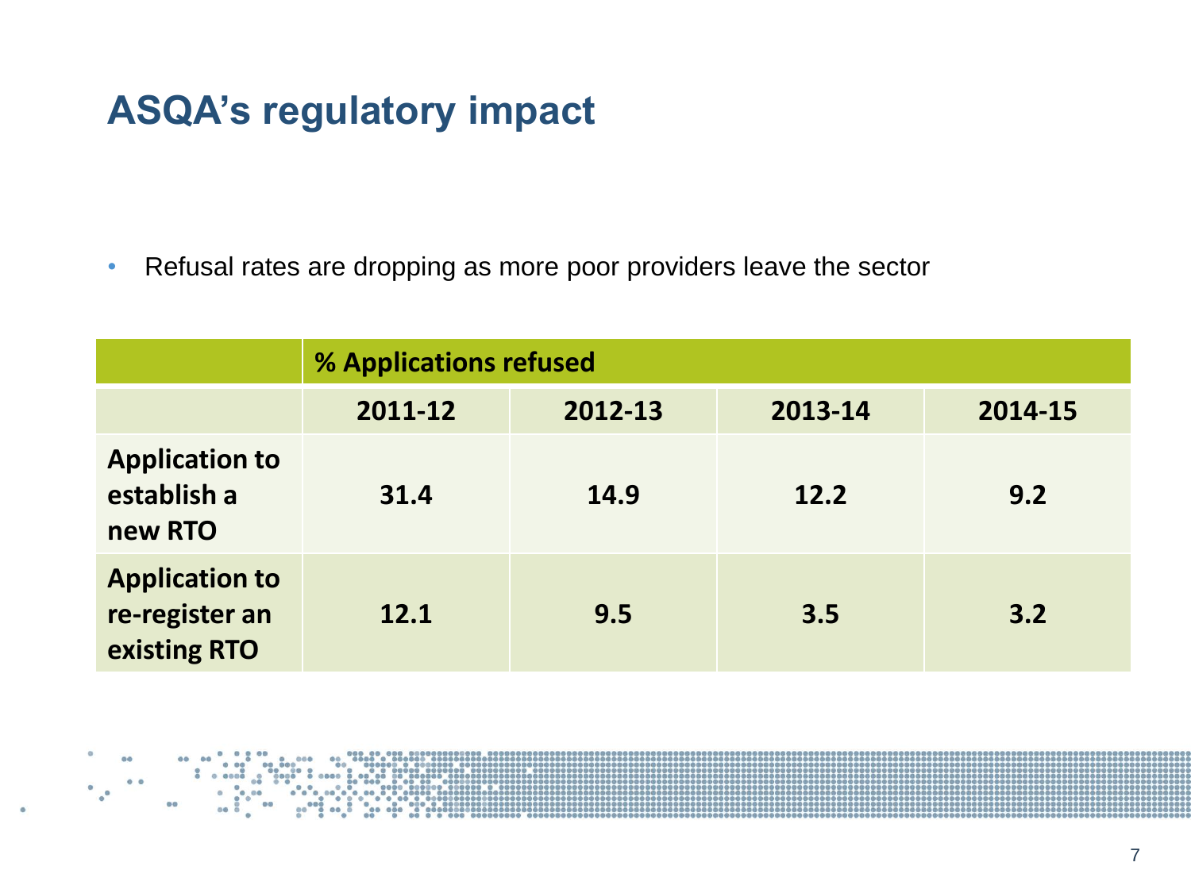# ASQA's regulatory impact

- Refusal rates are dropping as more poor providers leave the sector

| | % Applications refused | | | |
|---|---|---|---|---|
| | 2011-12 | 2012-13 | 2013-14 | 2014-15 |
| **Application to establish a new RTO** | 31.4 | 14.9 | 12.2 | 9.2 |
| **Application to re-register an existing RTO** | 12.1 | 9.5 | 3.5 | 3.2 |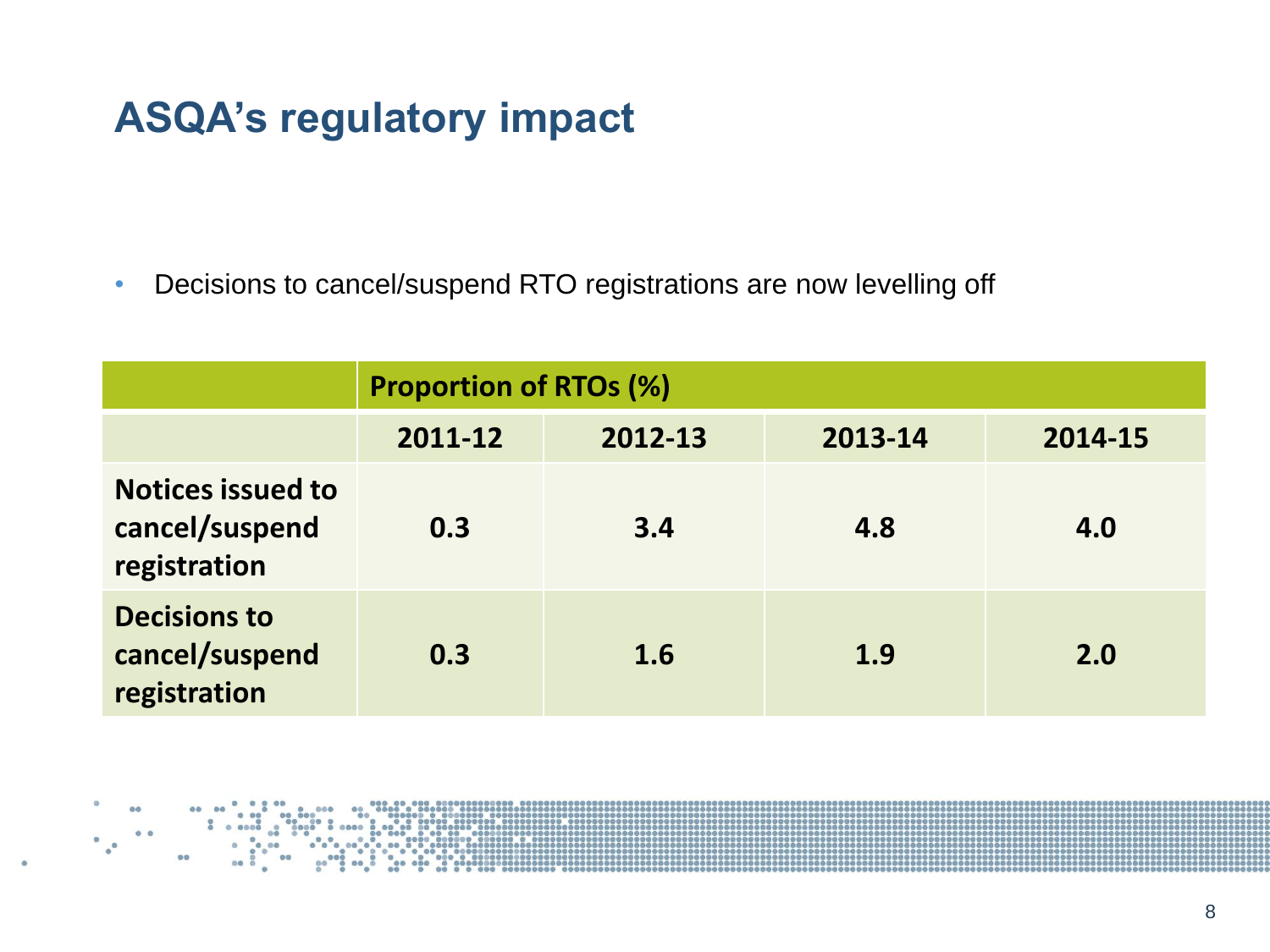# ASQA's regulatory impact

- Decisions to cancel/suspend RTO registrations are now levelling off

| | Proportion of RTOs (%) | | | |
|---|---|---|---|---|
| | 2011-12 | 2012-13 | 2013-14 | 2014-15 |
| Notices issued to cancel/suspend registration | 0.3 | 3.4 | 4.8 | 4.0 |
| Decisions to cancel/suspend registration | 0.3 | 1.6 | 1.9 | 2.0 |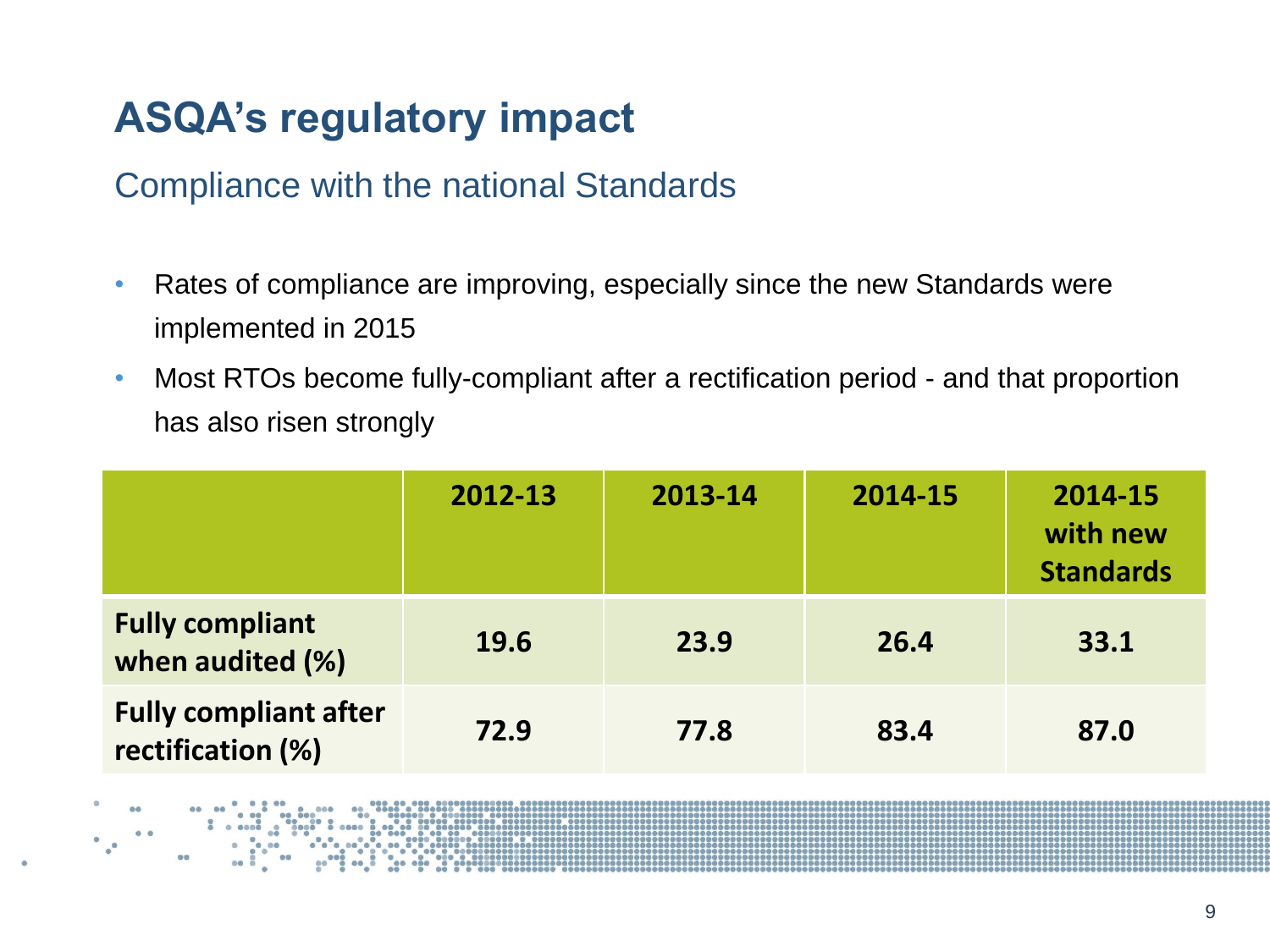# ASQA's regulatory impact

## Compliance with the national Standards

- Rates of compliance are improving, especially since the new Standards were implemented in 2015
- Most RTOs become fully-compliant after a rectification period - and that proportion has also risen strongly

| | 2012-13 | 2013-14 | 2014-15 | 2014-15 with new Standards |
|---|---|---|---|---|
| **Fully compliant when audited (%)** | **19.6** | **23.9** | **26.4** | **33.1** |
| **Fully compliant after rectification (%)** | **72.9** | **77.8** | **83.4** | **87.0** |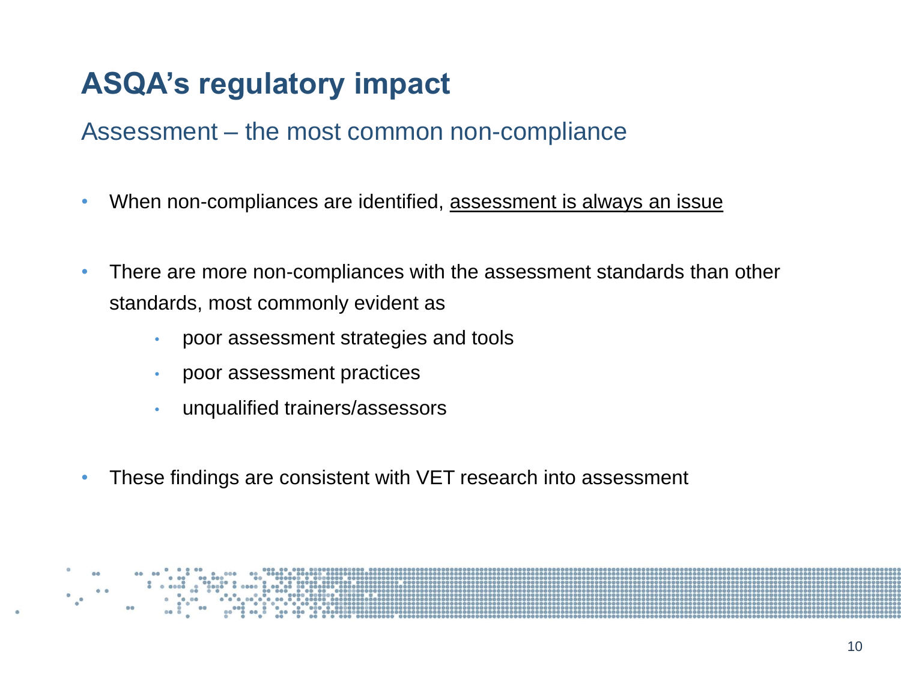# ASQA's regulatory impact

## Assessment – the most common non-compliance

- When non-compliances are identified, <u>assessment is always an issue</u>
- There are more non-compliances with the assessment standards than other standards, most commonly evident as
  - poor assessment strategies and tools
  - poor assessment practices
  - unqualified trainers/assessors
- These findings are consistent with VET research into assessment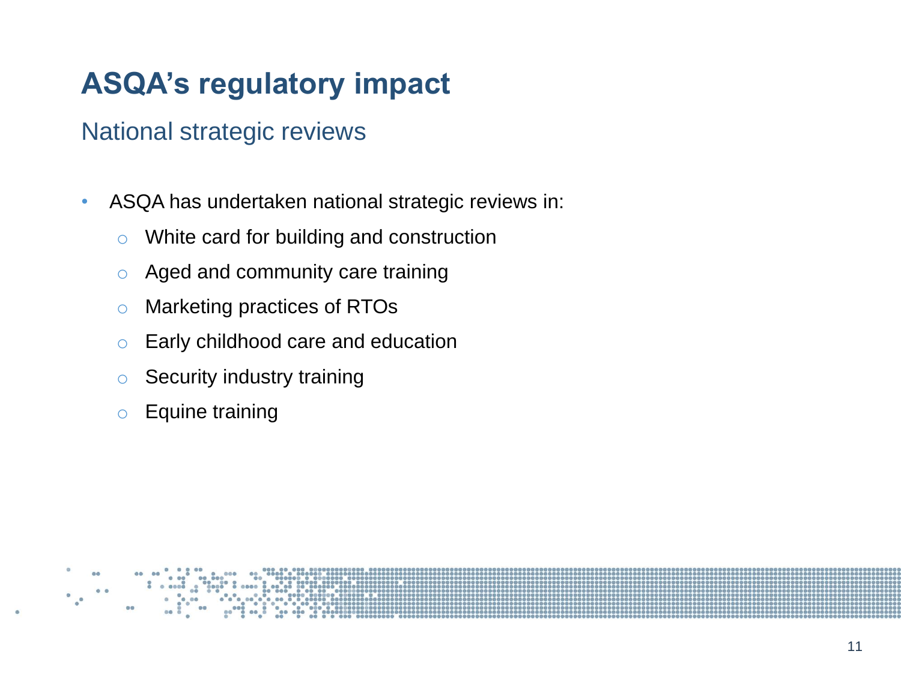# ASQA's regulatory impact

## National strategic reviews

- ASQA has undertaken national strategic reviews in:
  - White card for building and construction
  - Aged and community care training
  - Marketing practices of RTOs
  - Early childhood care and education
  - Security industry training
  - Equine training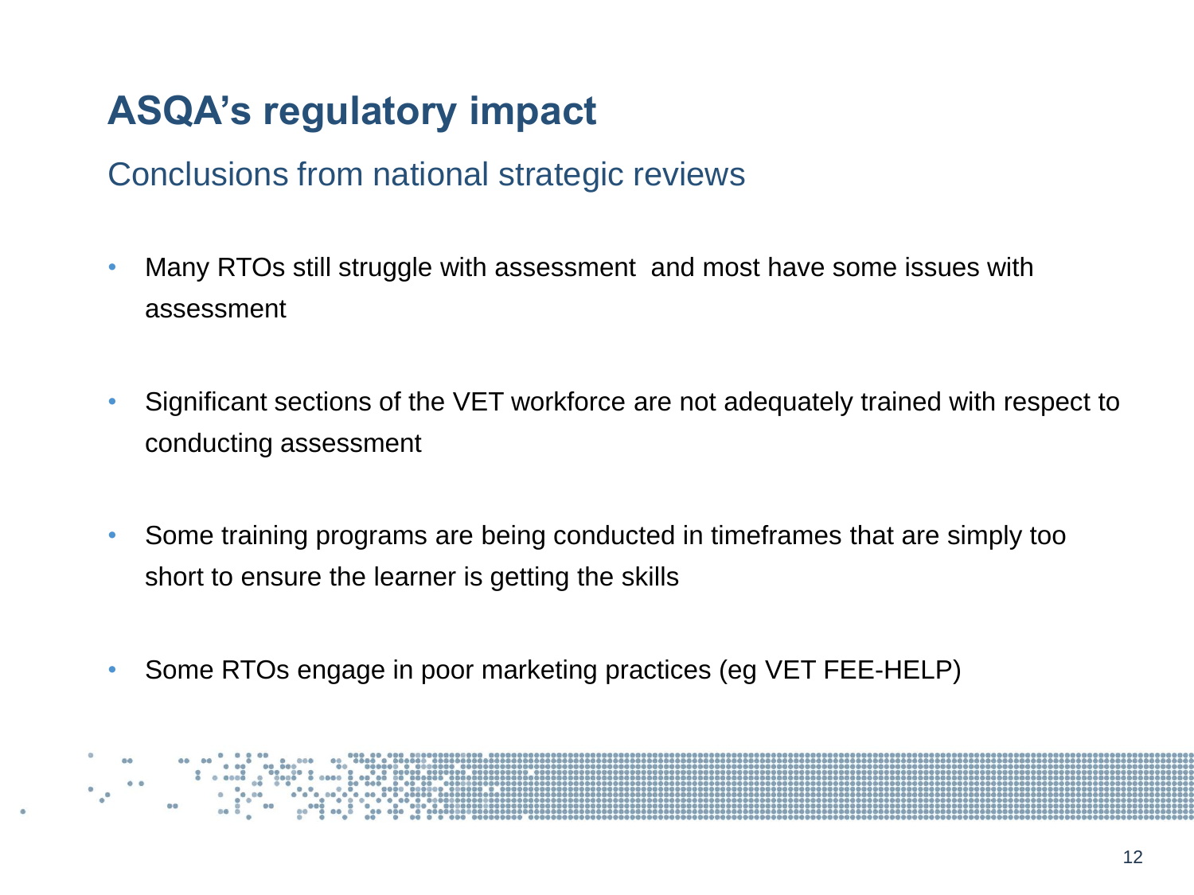# ASQA's regulatory impact

## Conclusions from national strategic reviews

- Many RTOs still struggle with assessment and most have some issues with assessment
- Significant sections of the VET workforce are not adequately trained with respect to conducting assessment
- Some training programs are being conducted in timeframes that are simply too short to ensure the learner is getting the skills
- Some RTOs engage in poor marketing practices (eg VET FEE-HELP)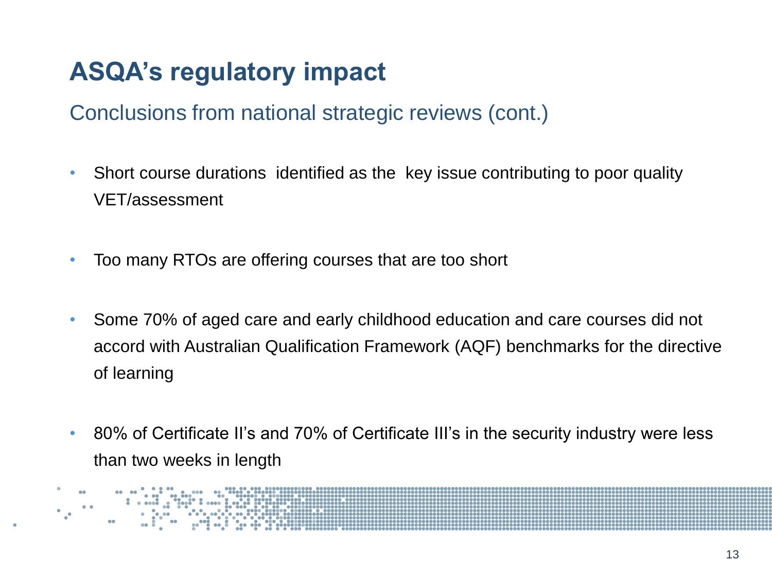# ASQA's regulatory impact

## Conclusions from national strategic reviews (cont.)

- Short course durations identified as the key issue contributing to poor quality VET/assessment
- Too many RTOs are offering courses that are too short
- Some 70% of aged care and early childhood education and care courses did not accord with Australian Qualification Framework (AQF) benchmarks for the directive of learning
- 80% of Certificate II's and 70% of Certificate III's in the security industry were less than two weeks in length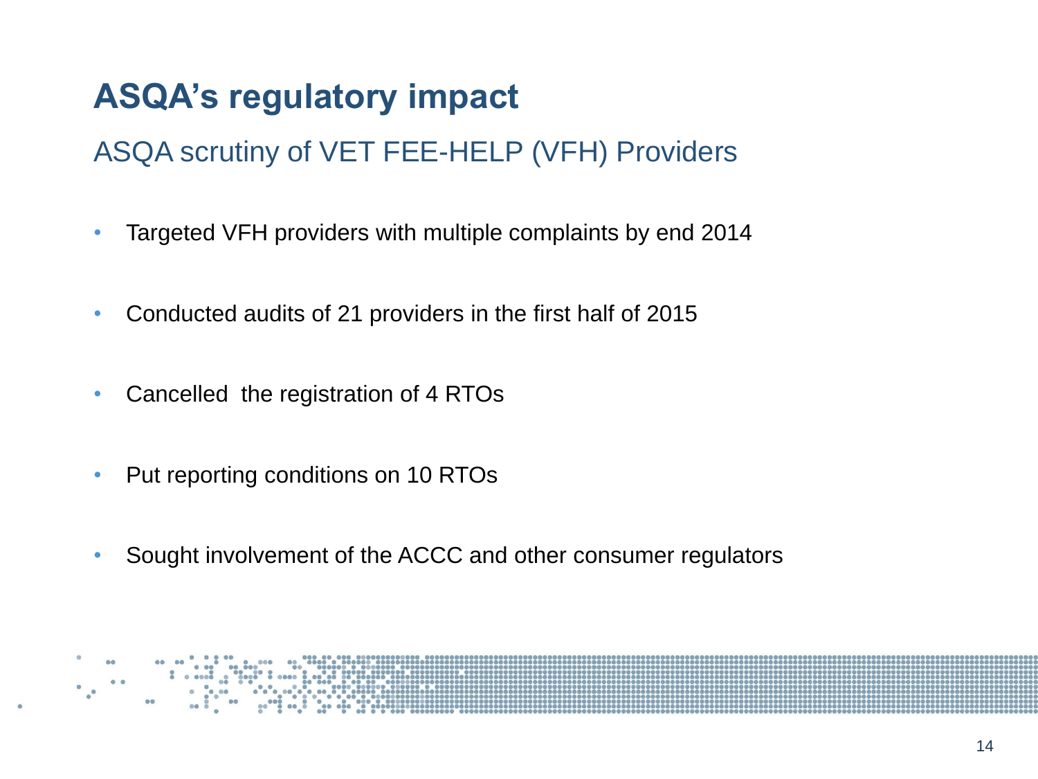# ASQA's regulatory impact

## ASQA scrutiny of VET FEE-HELP (VFH) Providers

- Targeted VFH providers with multiple complaints by end 2014
- Conducted audits of 21 providers in the first half of 2015
- Cancelled  the registration of 4 RTOs
- Put reporting conditions on 10 RTOs
- Sought involvement of the ACCC and other consumer regulators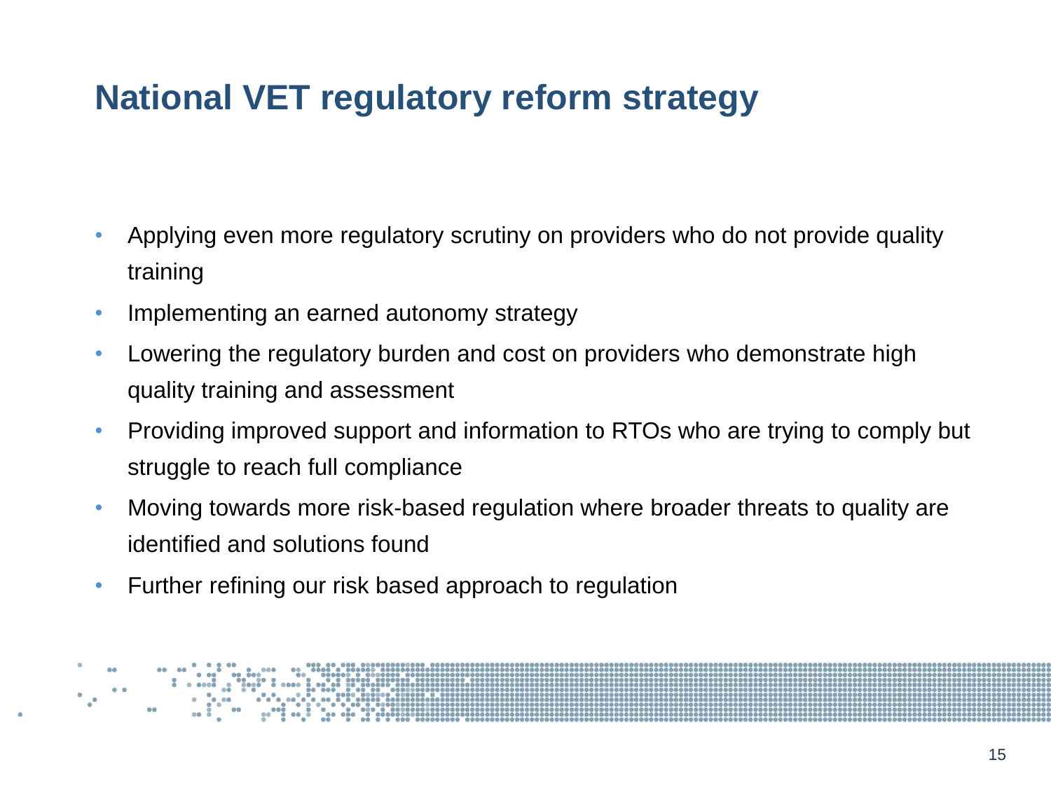# National VET regulatory reform strategy

- Applying even more regulatory scrutiny on providers who do not provide quality training
- Implementing an earned autonomy strategy
- Lowering the regulatory burden and cost on providers who demonstrate high quality training and assessment
- Providing improved support and information to RTOs who are trying to comply but struggle to reach full compliance
- Moving towards more risk-based regulation where broader threats to quality are identified and solutions found
- Further refining our risk based approach to regulation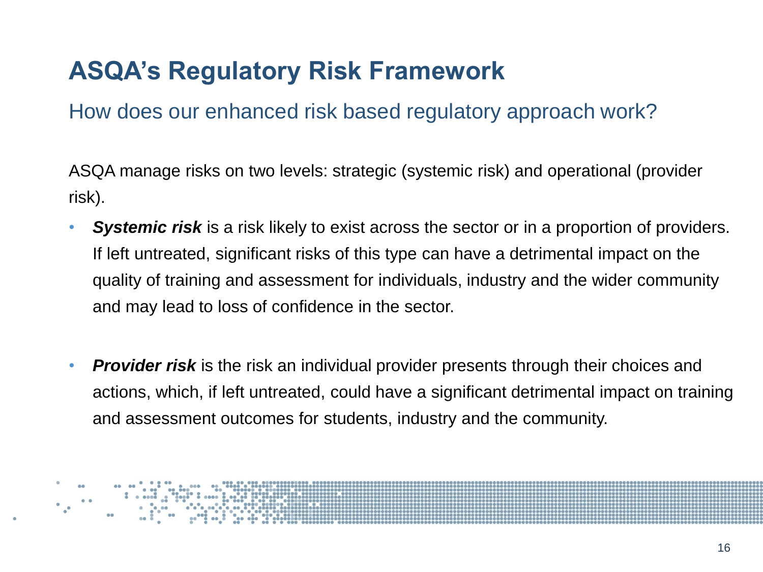# ASQA's Regulatory Risk Framework

## How does our enhanced risk based regulatory approach work?

ASQA manage risks on two levels: strategic (systemic risk) and operational (provider risk).

- ***Systemic risk*** is a risk likely to exist across the sector or in a proportion of providers. If left untreated, significant risks of this type can have a detrimental impact on the quality of training and assessment for individuals, industry and the wider community and may lead to loss of confidence in the sector.

- ***Provider risk*** is the risk an individual provider presents through their choices and actions, which, if left untreated, could have a significant detrimental impact on training and assessment outcomes for students, industry and the community.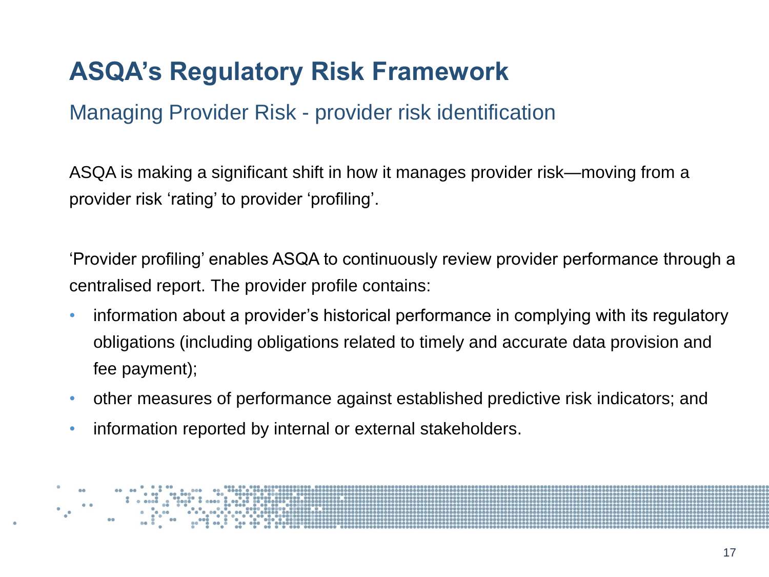# ASQA's Regulatory Risk Framework

## Managing Provider Risk - provider risk identification

ASQA is making a significant shift in how it manages provider risk—moving from a provider risk 'rating' to provider 'profiling'.

'Provider profiling' enables ASQA to continuously review provider performance through a centralised report. The provider profile contains:

- information about a provider's historical performance in complying with its regulatory obligations (including obligations related to timely and accurate data provision and fee payment);
- other measures of performance against established predictive risk indicators; and
- information reported by internal or external stakeholders.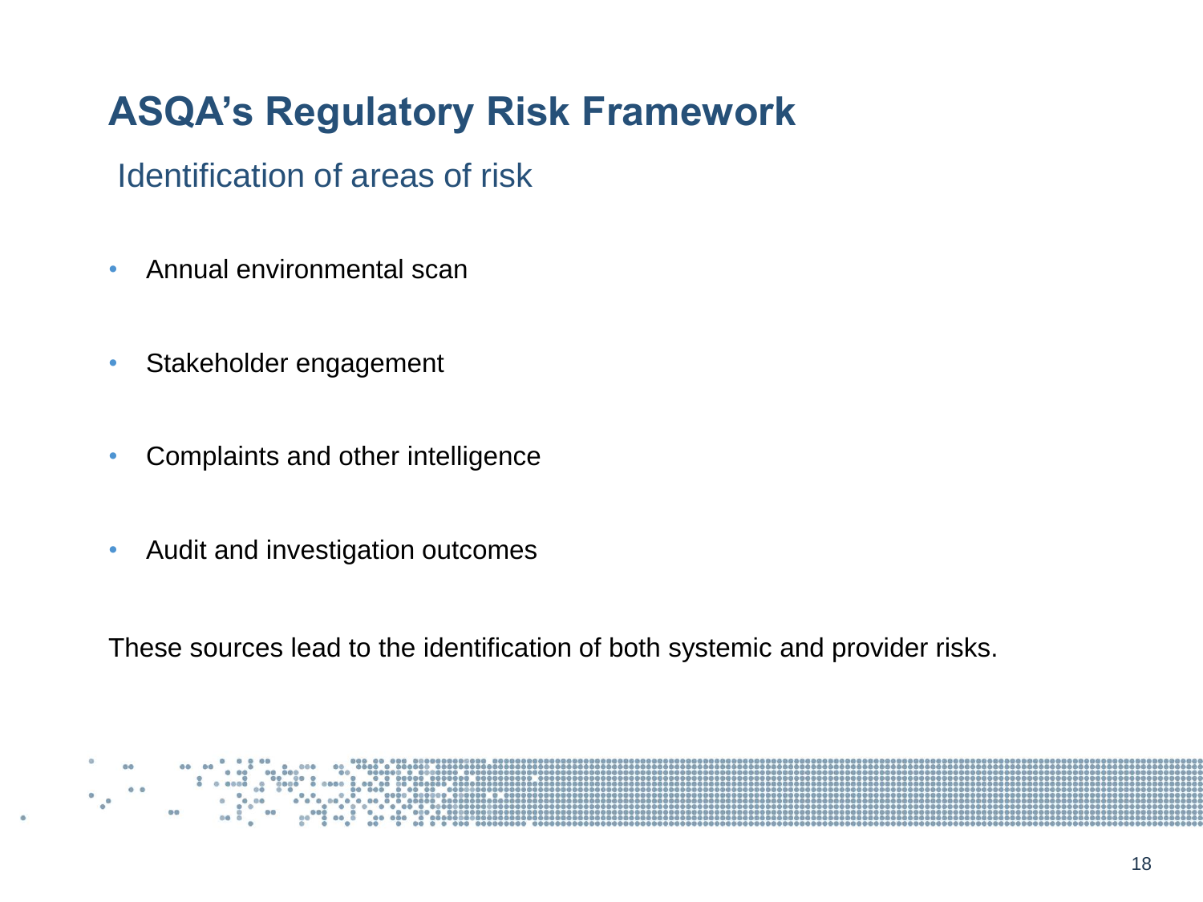# ASQA's Regulatory Risk Framework

## Identification of areas of risk

- Annual environmental scan
- Stakeholder engagement
- Complaints and other intelligence
- Audit and investigation outcomes

These sources lead to the identification of both systemic and provider risks.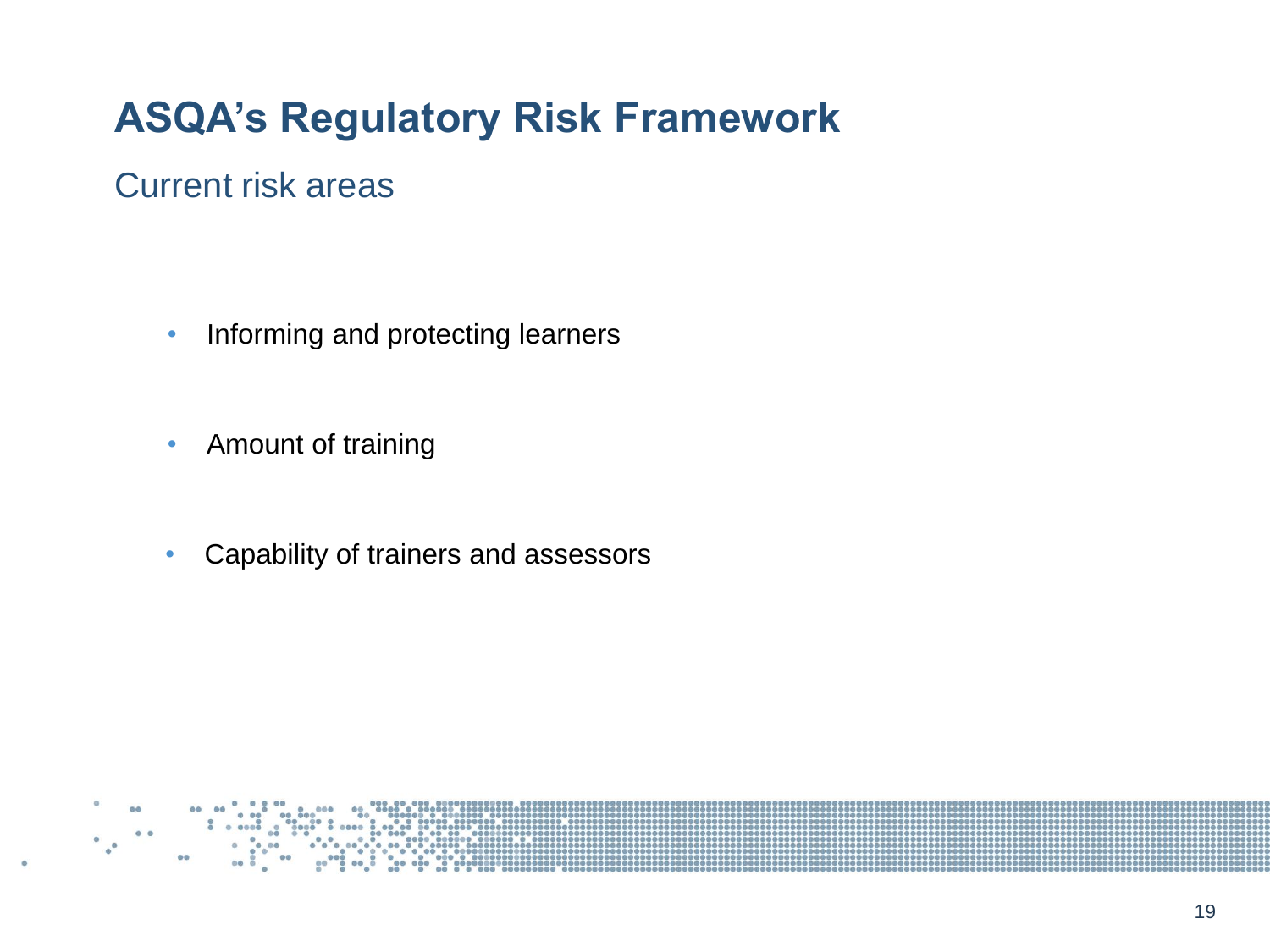# ASQA's Regulatory Risk Framework

## Current risk areas

- Informing and protecting learners
- Amount of training
- Capability of trainers and assessors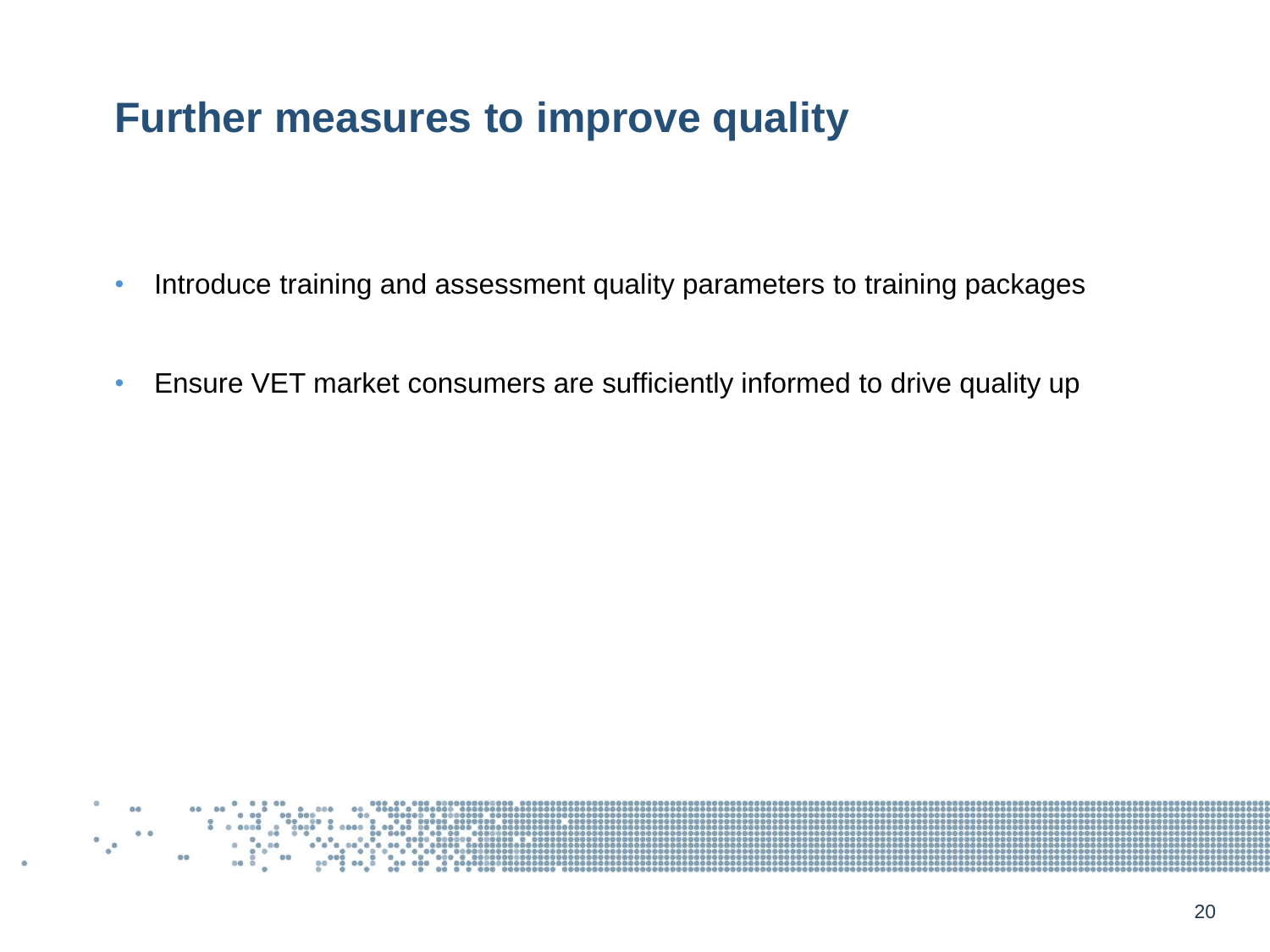# Further measures to improve quality

- Introduce training and assessment quality parameters to training packages
- Ensure VET market consumers are sufficiently informed to drive quality up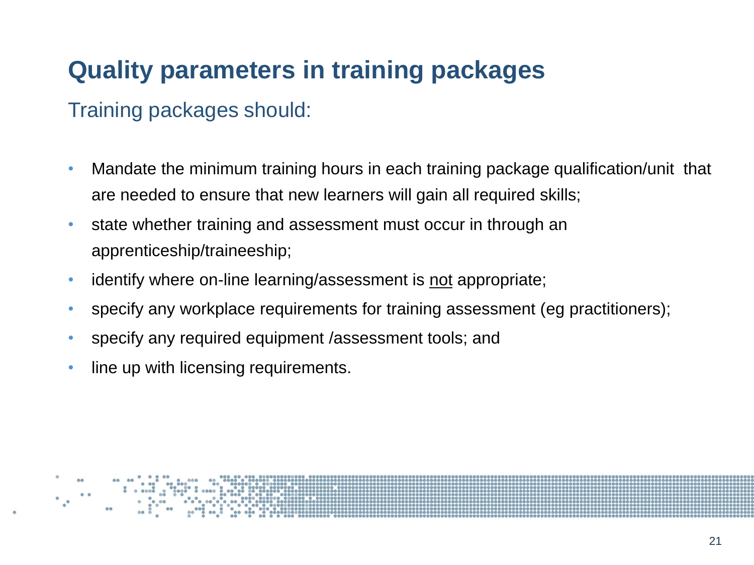# Quality parameters in training packages

## Training packages should:

- Mandate the minimum training hours in each training package qualification/unit that are needed to ensure that new learners will gain all required skills;
- state whether training and assessment must occur in through an apprenticeship/traineeship;
- identify where on-line learning/assessment is <u>not</u> appropriate;
- specify any workplace requirements for training assessment (eg practitioners);
- specify any required equipment /assessment tools; and
- line up with licensing requirements.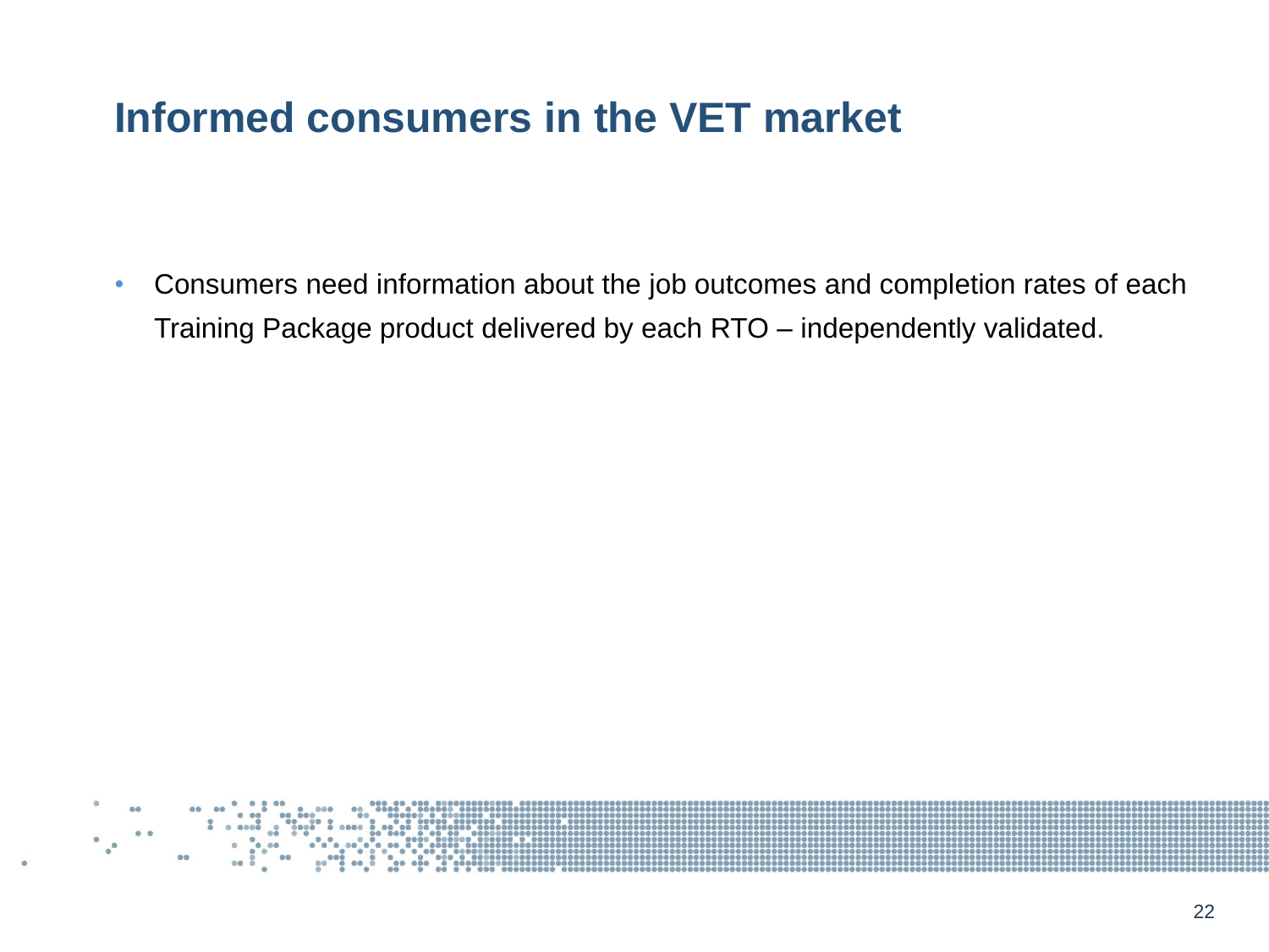# Informed consumers in the VET market

- Consumers need information about the job outcomes and completion rates of each Training Package product delivered by each RTO – independently validated.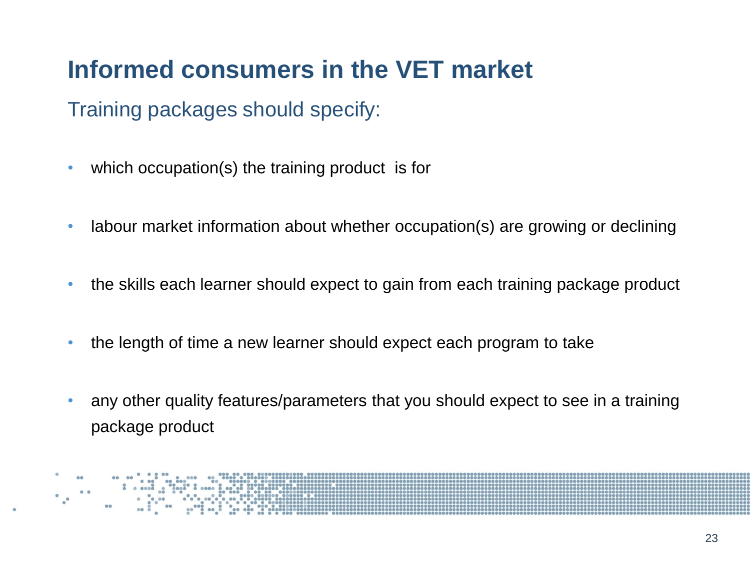# Informed consumers in the VET market

## Training packages should specify:

- which occupation(s) the training product  is for
- labour market information about whether occupation(s) are growing or declining
- the skills each learner should expect to gain from each training package product
- the length of time a new learner should expect each program to take
- any other quality features/parameters that you should expect to see in a training package product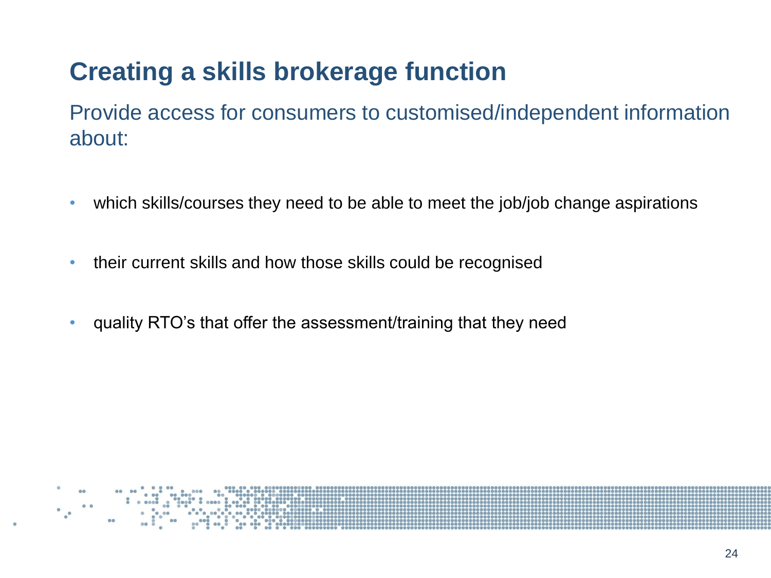# Creating a skills brokerage function

Provide access for consumers to customised/independent information about:

- which skills/courses they need to be able to meet the job/job change aspirations
- their current skills and how those skills could be recognised
- quality RTO's that offer the assessment/training that they need